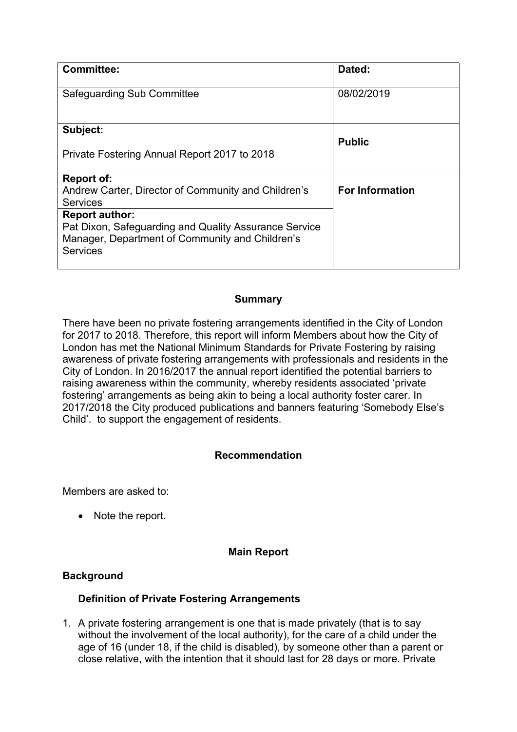| Committee: | Dated: |
| --- | --- |
| Safeguarding Sub Committee | 08/02/2019 |
| **Subject:**<br><br>Private Fostering Annual Report 2017 to 2018 | **Public** |
| **Report of:**<br>Andrew Carter, Director of Community and Children's Services | **For Information** |
| **Report author:**<br>Pat Dixon, Safeguarding and Quality Assurance Service Manager, Department of Community and Children's Services | |

### Summary

There have been no private fostering arrangements identified in the City of London for 2017 to 2018. Therefore, this report will inform Members about how the City of London has met the National Minimum Standards for Private Fostering by raising awareness of private fostering arrangements with professionals and residents in the City of London. In 2016/2017 the annual report identified the potential barriers to raising awareness within the community, whereby residents associated 'private fostering' arrangements as being akin to being a local authority foster carer. In 2017/2018 the City produced publications and banners featuring 'Somebody Else's Child'. to support the engagement of residents.

### Recommendation

Members are asked to:

- Note the report.

### Main Report

#### Background

**Definition of Private Fostering Arrangements**

1. A private fostering arrangement is one that is made privately (that is to say without the involvement of the local authority), for the care of a child under the age of 16 (under 18, if the child is disabled), by someone other than a parent or close relative, with the intention that it should last for 28 days or more. Private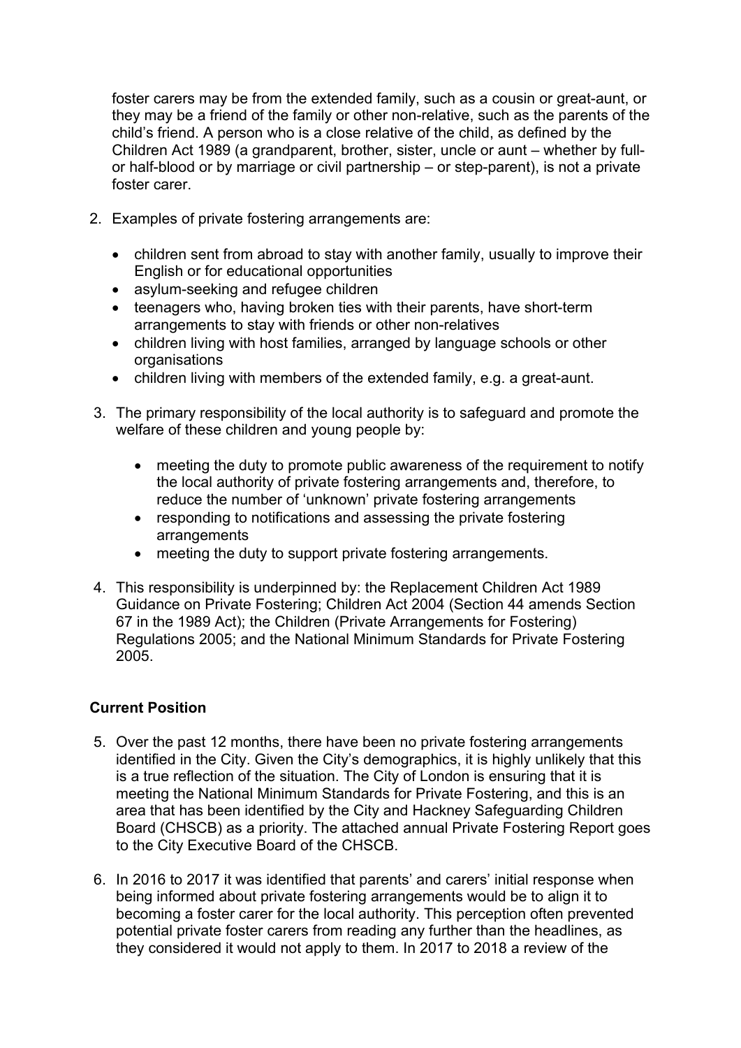foster carers may be from the extended family, such as a cousin or great-aunt, or they may be a friend of the family or other non-relative, such as the parents of the child's friend. A person who is a close relative of the child, as defined by the Children Act 1989 (a grandparent, brother, sister, uncle or aunt – whether by full- or half-blood or by marriage or civil partnership – or step-parent), is not a private foster carer.

2. Examples of private fostering arrangements are:

    - children sent from abroad to stay with another family, usually to improve their English or for educational opportunities
    - asylum-seeking and refugee children
    - teenagers who, having broken ties with their parents, have short-term arrangements to stay with friends or other non-relatives
    - children living with host families, arranged by language schools or other organisations
    - children living with members of the extended family, e.g. a great-aunt.

3. The primary responsibility of the local authority is to safeguard and promote the welfare of these children and young people by:

    - meeting the duty to promote public awareness of the requirement to notify the local authority of private fostering arrangements and, therefore, to reduce the number of 'unknown' private fostering arrangements
    - responding to notifications and assessing the private fostering arrangements
    - meeting the duty to support private fostering arrangements.

4. This responsibility is underpinned by: the Replacement Children Act 1989 Guidance on Private Fostering; Children Act 2004 (Section 44 amends Section 67 in the 1989 Act); the Children (Private Arrangements for Fostering) Regulations 2005; and the National Minimum Standards for Private Fostering 2005.

**Current Position**

5. Over the past 12 months, there have been no private fostering arrangements identified in the City. Given the City's demographics, it is highly unlikely that this is a true reflection of the situation. The City of London is ensuring that it is meeting the National Minimum Standards for Private Fostering, and this is an area that has been identified by the City and Hackney Safeguarding Children Board (CHSCB) as a priority. The attached annual Private Fostering Report goes to the City Executive Board of the CHSCB.

6. In 2016 to 2017 it was identified that parents' and carers' initial response when being informed about private fostering arrangements would be to align it to becoming a foster carer for the local authority. This perception often prevented potential private foster carers from reading any further than the headlines, as they considered it would not apply to them. In 2017 to 2018 a review of the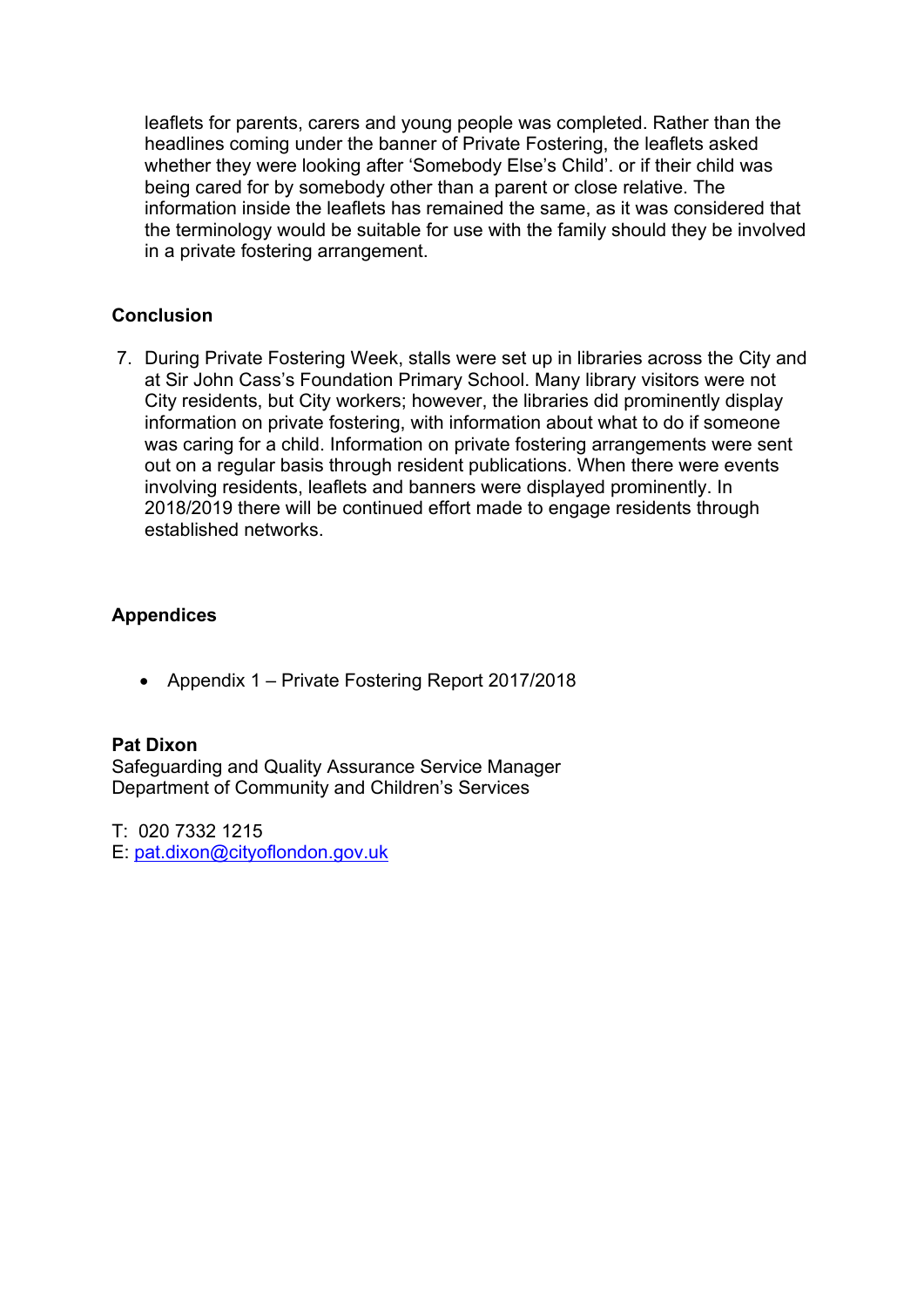leaflets for parents, carers and young people was completed. Rather than the headlines coming under the banner of Private Fostering, the leaflets asked whether they were looking after 'Somebody Else's Child'. or if their child was being cared for by somebody other than a parent or close relative. The information inside the leaflets has remained the same, as it was considered that the terminology would be suitable for use with the family should they be involved in a private fostering arrangement.

## Conclusion

7. During Private Fostering Week, stalls were set up in libraries across the City and at Sir John Cass's Foundation Primary School. Many library visitors were not City residents, but City workers; however, the libraries did prominently display information on private fostering, with information about what to do if someone was caring for a child. Information on private fostering arrangements were sent out on a regular basis through resident publications. When there were events involving residents, leaflets and banners were displayed prominently. In 2018/2019 there will be continued effort made to engage residents through established networks.

## Appendices

- Appendix 1 – Private Fostering Report 2017/2018

**Pat Dixon**
Safeguarding and Quality Assurance Service Manager
Department of Community and Children's Services

T: 020 7332 1215
E: pat.dixon@cityoflondon.gov.uk